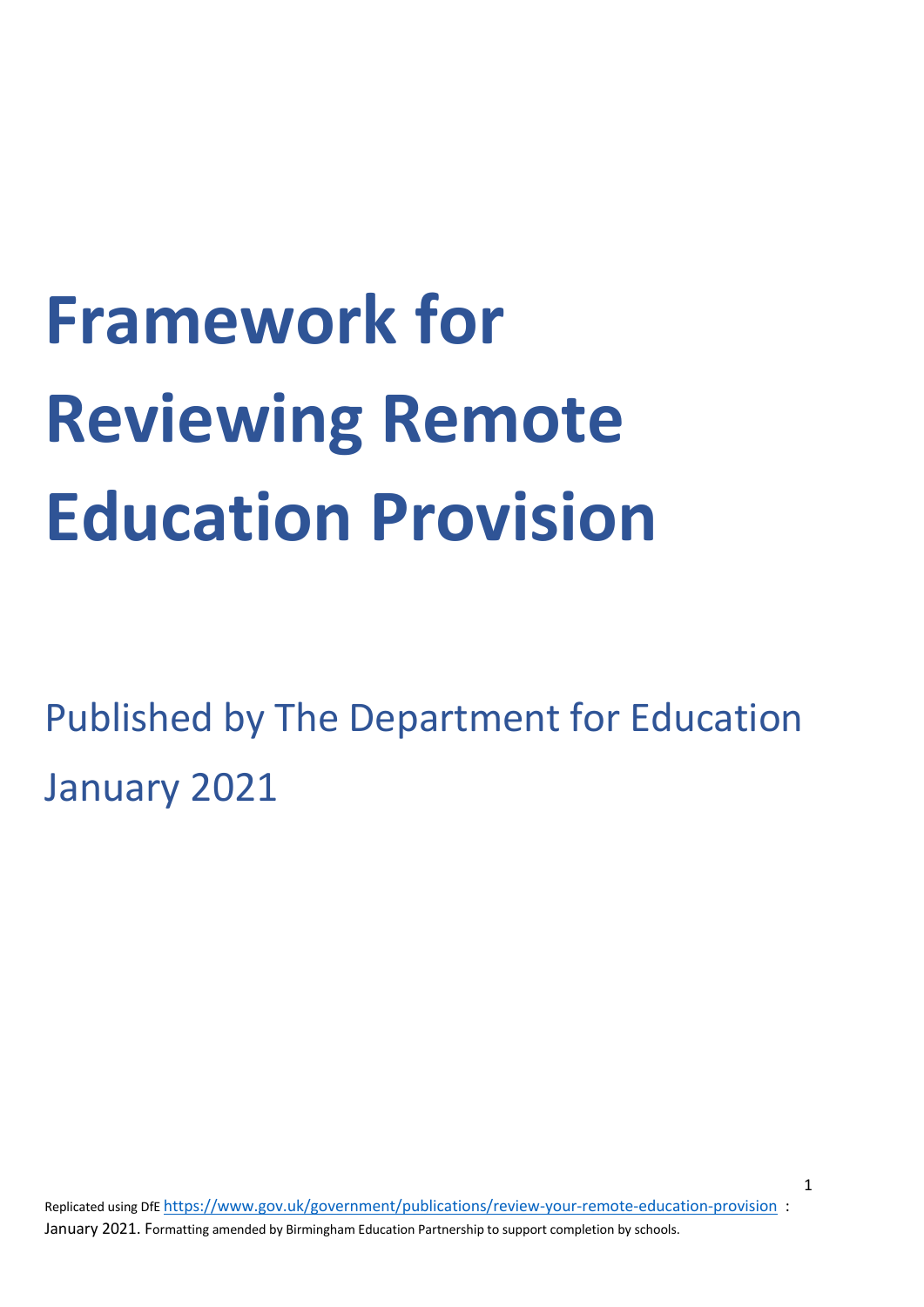# Framework for Reviewing Remote Education Provision

Published by The Department for Education

January 2021

Replicated using DfE https://www.gov.uk/government/publications/review-your-remote-education-provision : January 2021. Formatting amended by Birmingham Education Partnership to support completion by schools.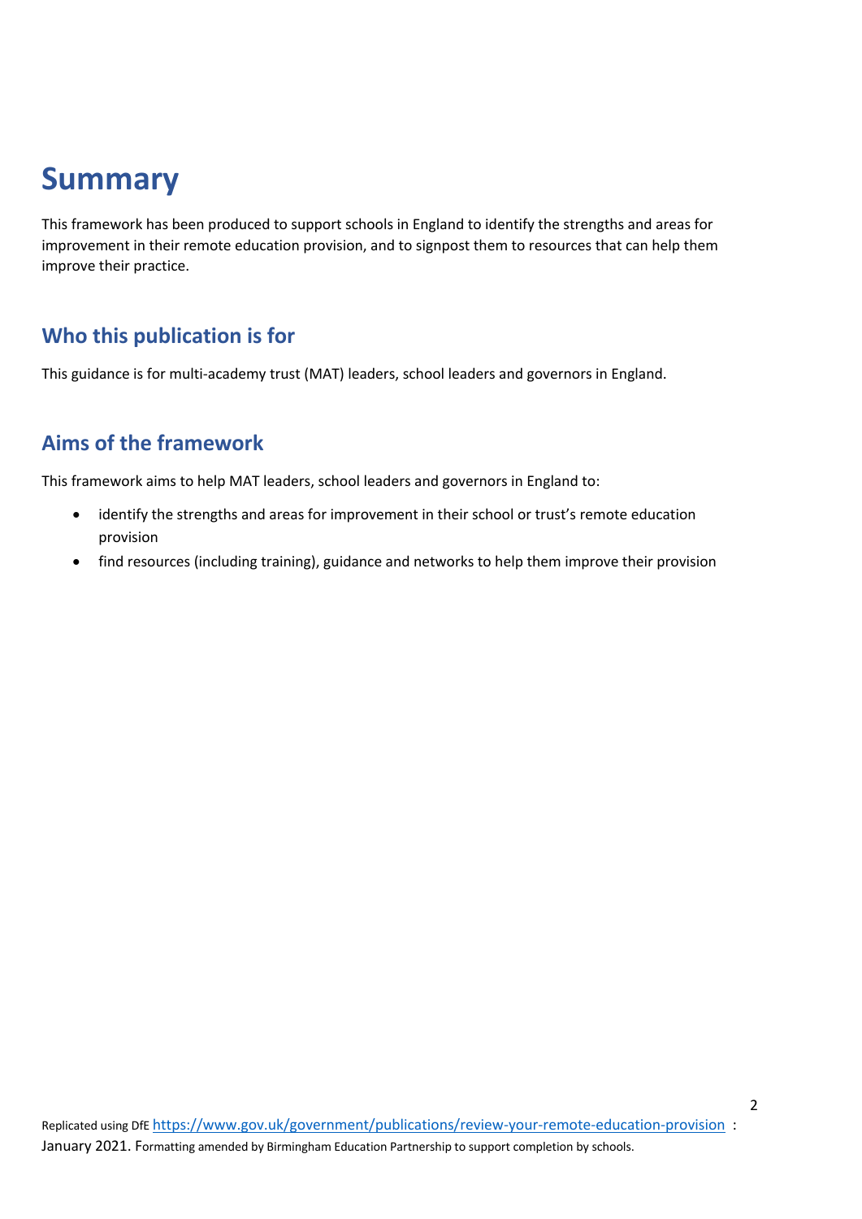# Summary

This framework has been produced to support schools in England to identify the strengths and areas for improvement in their remote education provision, and to signpost them to resources that can help them improve their practice.

## Who this publication is for

This guidance is for multi-academy trust (MAT) leaders, school leaders and governors in England.

## Aims of the framework

This framework aims to help MAT leaders, school leaders and governors in England to:

- identify the strengths and areas for improvement in their school or trust's remote education provision
- find resources (including training), guidance and networks to help them improve their provision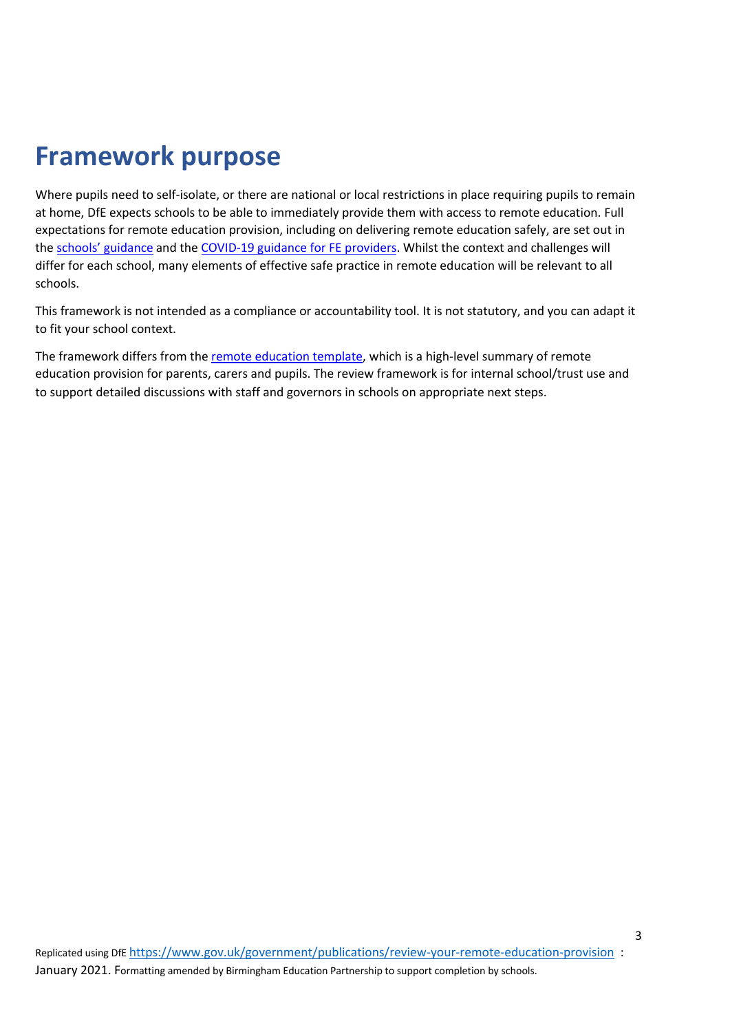# Framework purpose

Where pupils need to self-isolate, or there are national or local restrictions in place requiring pupils to remain at home, DfE expects schools to be able to immediately provide them with access to remote education. Full expectations for remote education provision, including on delivering remote education safely, are set out in the schools' guidance and the COVID-19 guidance for FE providers. Whilst the context and challenges will differ for each school, many elements of effective safe practice in remote education will be relevant to all schools.

This framework is not intended as a compliance or accountability tool. It is not statutory, and you can adapt it to fit your school context.

The framework differs from the remote education template, which is a high-level summary of remote education provision for parents, carers and pupils. The review framework is for internal school/trust use and to support detailed discussions with staff and governors in schools on appropriate next steps.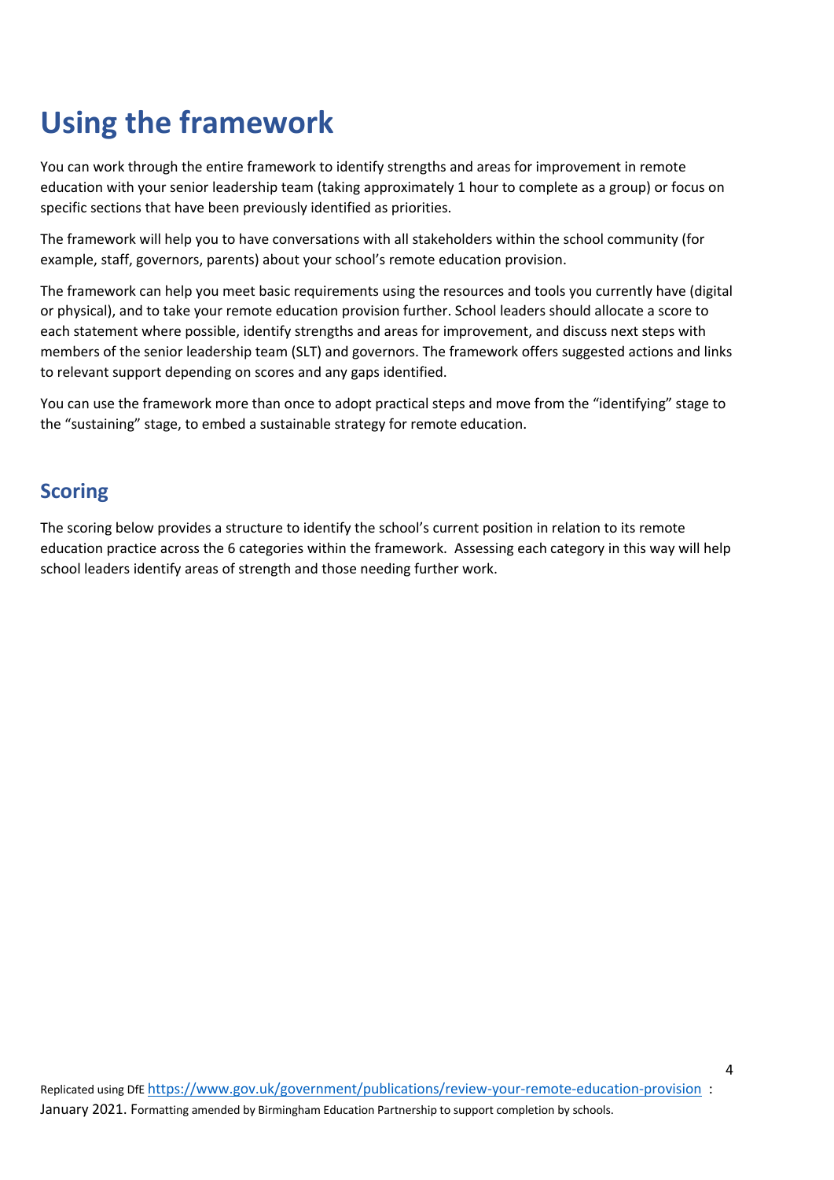# Using the framework

You can work through the entire framework to identify strengths and areas for improvement in remote education with your senior leadership team (taking approximately 1 hour to complete as a group) or focus on specific sections that have been previously identified as priorities.

The framework will help you to have conversations with all stakeholders within the school community (for example, staff, governors, parents) about your school's remote education provision.

The framework can help you meet basic requirements using the resources and tools you currently have (digital or physical), and to take your remote education provision further. School leaders should allocate a score to each statement where possible, identify strengths and areas for improvement, and discuss next steps with members of the senior leadership team (SLT) and governors. The framework offers suggested actions and links to relevant support depending on scores and any gaps identified.

You can use the framework more than once to adopt practical steps and move from the "identifying" stage to the "sustaining" stage, to embed a sustainable strategy for remote education.

## Scoring

The scoring below provides a structure to identify the school's current position in relation to its remote education practice across the 6 categories within the framework. Assessing each category in this way will help school leaders identify areas of strength and those needing further work.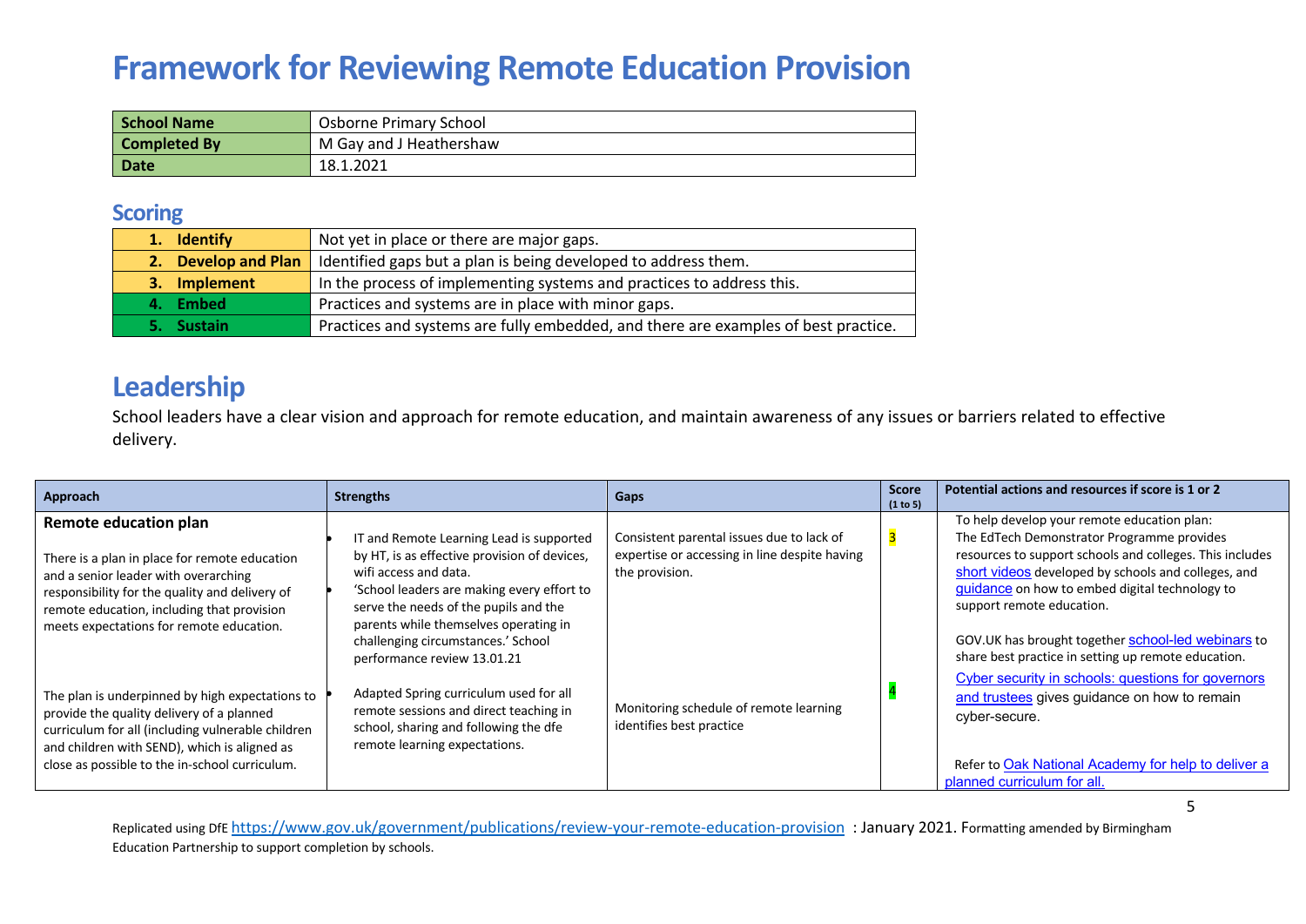# Framework for Reviewing Remote Education Provision

| School Name | Osborne Primary School |
|---|---|
| Completed By | M Gay and J Heathershaw |
| Date | 18.1.2021 |

## Scoring

| | |
|---|---|
| 1. Identify | Not yet in place or there are major gaps. |
| 2. Develop and Plan | Identified gaps but a plan is being developed to address them. |
| 3. Implement | In the process of implementing systems and practices to address this. |
| 4. Embed | Practices and systems are in place with minor gaps. |
| 5. Sustain | Practices and systems are fully embedded, and there are examples of best practice. |

## Leadership

School leaders have a clear vision and approach for remote education, and maintain awareness of any issues or barriers related to effective delivery.

| Approach | Strengths | Gaps | Score (1 to 5) | Potential actions and resources if score is 1 or 2 |
|---|---|---|---|---|
| **Remote education plan**<br><br>There is a plan in place for remote education and a senior leader with overarching responsibility for the quality and delivery of remote education, including that provision meets expectations for remote education. | • IT and Remote Learning Lead is supported by HT, is as effective provision of devices, wifi access and data.<br>• 'School leaders are making every effort to serve the needs of the pupils and the parents while themselves operating in challenging circumstances.' School performance review 13.01.21 | Consistent parental issues due to lack of expertise or accessing in line despite having the provision. | 3 | To help develop your remote education plan:<br>The EdTech Demonstrator Programme provides resources to support schools and colleges. This includes short videos developed by schools and colleges, and guidance on how to embed digital technology to support remote education.<br><br>GOV.UK has brought together school-led webinars to share best practice in setting up remote education.<br>Cyber security in schools: questions for governors and trustees gives guidance on how to remain cyber-secure. |
| The plan is underpinned by high expectations to provide the quality delivery of a planned curriculum for all (including vulnerable children and children with SEND), which is aligned as close as possible to the in-school curriculum. | • Adapted Spring curriculum used for all remote sessions and direct teaching in school, sharing and following the dfe remote learning expectations. | Monitoring schedule of remote learning identifies best practice | 4 | Refer to Oak National Academy for help to deliver a planned curriculum for all. |

Replicated using DfE https://www.gov.uk/government/publications/review-your-remote-education-provision : January 2021. Formatting amended by Birmingham Education Partnership to support completion by schools.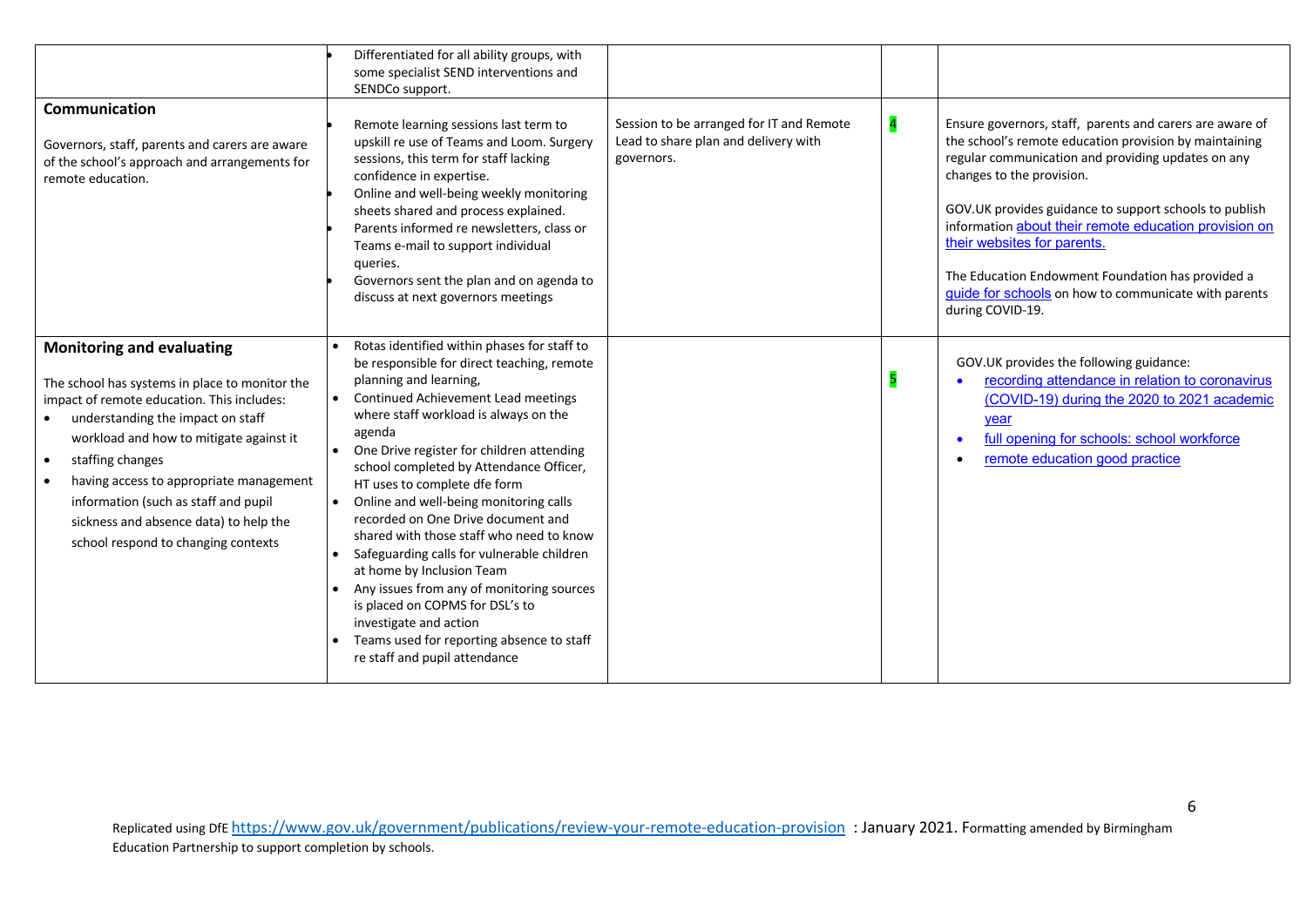| | | | | |
|---|---|---|---|---|
| | • Differentiated for all ability groups, with some specialist SEND interventions and SENDCo support. | | | |
| **Communication**<br><br>Governors, staff, parents and carers are aware of the school's approach and arrangements for remote education. | • Remote learning sessions last term to upskill re use of Teams and Loom. Surgery sessions, this term for staff lacking confidence in expertise.<br>• Online and well-being weekly monitoring sheets shared and process explained.<br>• Parents informed re newsletters, class or Teams e-mail to support individual queries.<br>• Governors sent the plan and on agenda to discuss at next governors meetings | Session to be arranged for IT and Remote Lead to share plan and delivery with governors. | 4 | Ensure governors, staff, parents and carers are aware of the school's remote education provision by maintaining regular communication and providing updates on any changes to the provision.<br><br>GOV.UK provides guidance to support schools to publish information about their remote education provision on their websites for parents.<br><br>The Education Endowment Foundation has provided a guide for schools on how to communicate with parents during COVID-19. |
| **Monitoring and evaluating**<br><br>The school has systems in place to monitor the impact of remote education. This includes:<br>• understanding the impact on staff workload and how to mitigate against it<br>• staffing changes<br>• having access to appropriate management information (such as staff and pupil sickness and absence data) to help the school respond to changing contexts | • Rotas identified within phases for staff to be responsible for direct teaching, remote planning and learning,<br>• Continued Achievement Lead meetings where staff workload is always on the agenda<br>• One Drive register for children attending school completed by Attendance Officer, HT uses to complete dfe form<br>• Online and well-being monitoring calls recorded on One Drive document and shared with those staff who need to know<br>• Safeguarding calls for vulnerable children at home by Inclusion Team<br>• Any issues from any of monitoring sources is placed on COPMS for DSL's to investigate and action<br>• Teams used for reporting absence to staff re staff and pupil attendance | | 5 | GOV.UK provides the following guidance:<br>• recording attendance in relation to coronavirus (COVID-19) during the 2020 to 2021 academic year<br>• full opening for schools: school workforce<br>• remote education good practice |

Replicated using DfE https://www.gov.uk/government/publications/review-your-remote-education-provision : January 2021. Formatting amended by Birmingham Education Partnership to support completion by schools.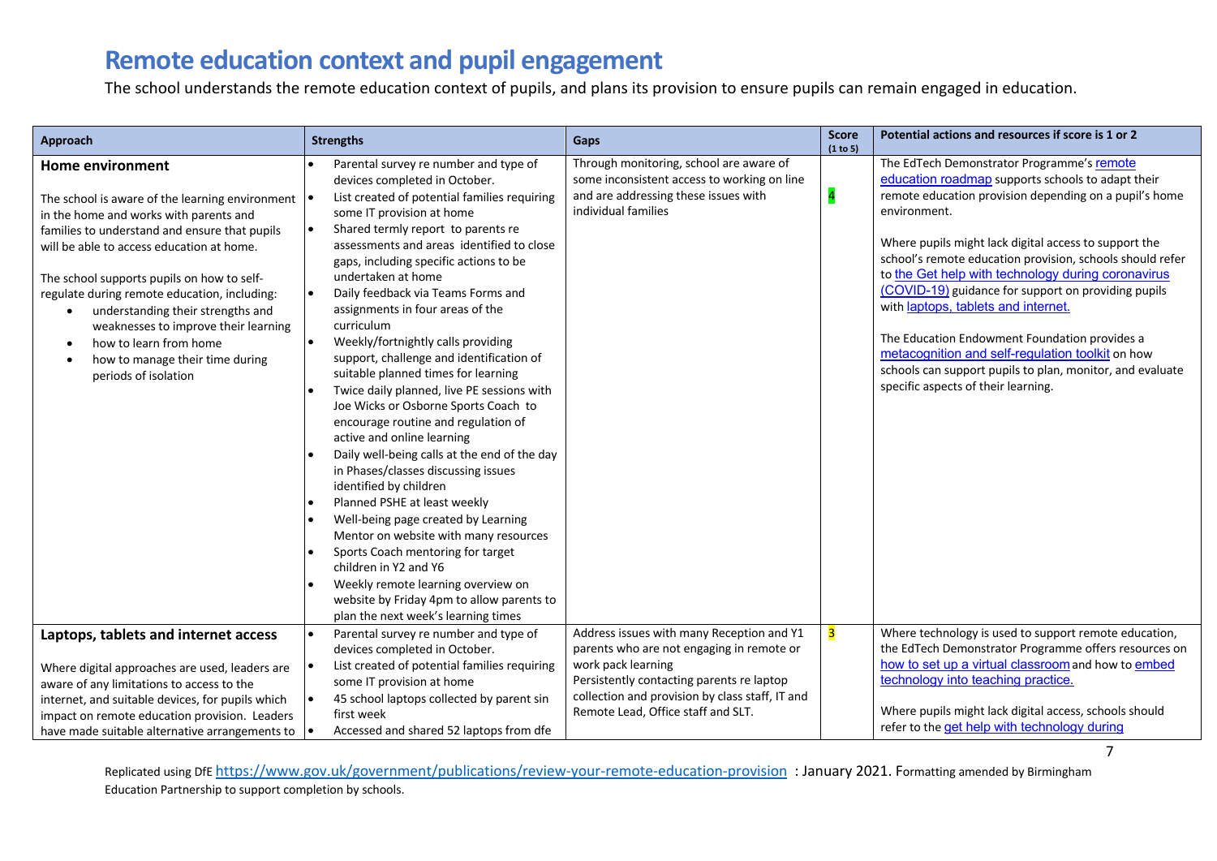# Remote education context and pupil engagement

The school understands the remote education context of pupils, and plans its provision to ensure pupils can remain engaged in education.

| Approach | Strengths | Gaps | Score (1 to 5) | Potential actions and resources if score is 1 or 2 |
|---|---|---|---|---|
| **Home environment**<br><br>The school is aware of the learning environment in the home and works with parents and families to understand and ensure that pupils will be able to access education at home.<br><br>The school supports pupils on how to self-regulate during remote education, including:<br>• understanding their strengths and weaknesses to improve their learning<br>• how to learn from home<br>• how to manage their time during periods of isolation | • Parental survey re number and type of devices completed in October.<br>• List created of potential families requiring some IT provision at home<br>• Shared termly report to parents re assessments and areas identified to close gaps, including specific actions to be undertaken at home<br>• Daily feedback via Teams Forms and assignments in four areas of the curriculum<br>• Weekly/fortnightly calls providing support, challenge and identification of suitable planned times for learning<br>• Twice daily planned, live PE sessions with Joe Wicks or Osborne Sports Coach to encourage routine and regulation of active and online learning<br>• Daily well-being calls at the end of the day in Phases/classes discussing issues identified by children<br>• Planned PSHE at least weekly<br>• Well-being page created by Learning Mentor on website with many resources<br>• Sports Coach mentoring for target children in Y2 and Y6<br>• Weekly remote learning overview on website by Friday 4pm to allow parents to plan the next week's learning times | Through monitoring, school are aware of some inconsistent access to working on line and are addressing these issues with individual families | 4 | The EdTech Demonstrator Programme's remote education roadmap supports schools to adapt their remote education provision depending on a pupil's home environment.<br><br>Where pupils might lack digital access to support the school's remote education provision, schools should refer to the Get help with technology during coronavirus (COVID-19) guidance for support on providing pupils with laptops, tablets and internet.<br><br>The Education Endowment Foundation provides a metacognition and self-regulation toolkit on how schools can support pupils to plan, monitor, and evaluate specific aspects of their learning. |
| **Laptops, tablets and internet access**<br><br>Where digital approaches are used, leaders are aware of any limitations to access to the internet, and suitable devices, for pupils which impact on remote education provision. Leaders have made suitable alternative arrangements to | • Parental survey re number and type of devices completed in October.<br>• List created of potential families requiring some IT provision at home<br>• 45 school laptops collected by parent sin first week<br>• Accessed and shared 52 laptops from dfe | Address issues with many Reception and Y1 parents who are not engaging in remote or work pack learning<br>Persistently contacting parents re laptop collection and provision by class staff, IT and Remote Lead, Office staff and SLT. | 3 | Where technology is used to support remote education, the EdTech Demonstrator Programme offers resources on how to set up a virtual classroom and how to embed technology into teaching practice.<br><br>Where pupils might lack digital access, schools should refer to the get help with technology during |

Replicated using DfE https://www.gov.uk/government/publications/review-your-remote-education-provision : January 2021. Formatting amended by Birmingham Education Partnership to support completion by schools.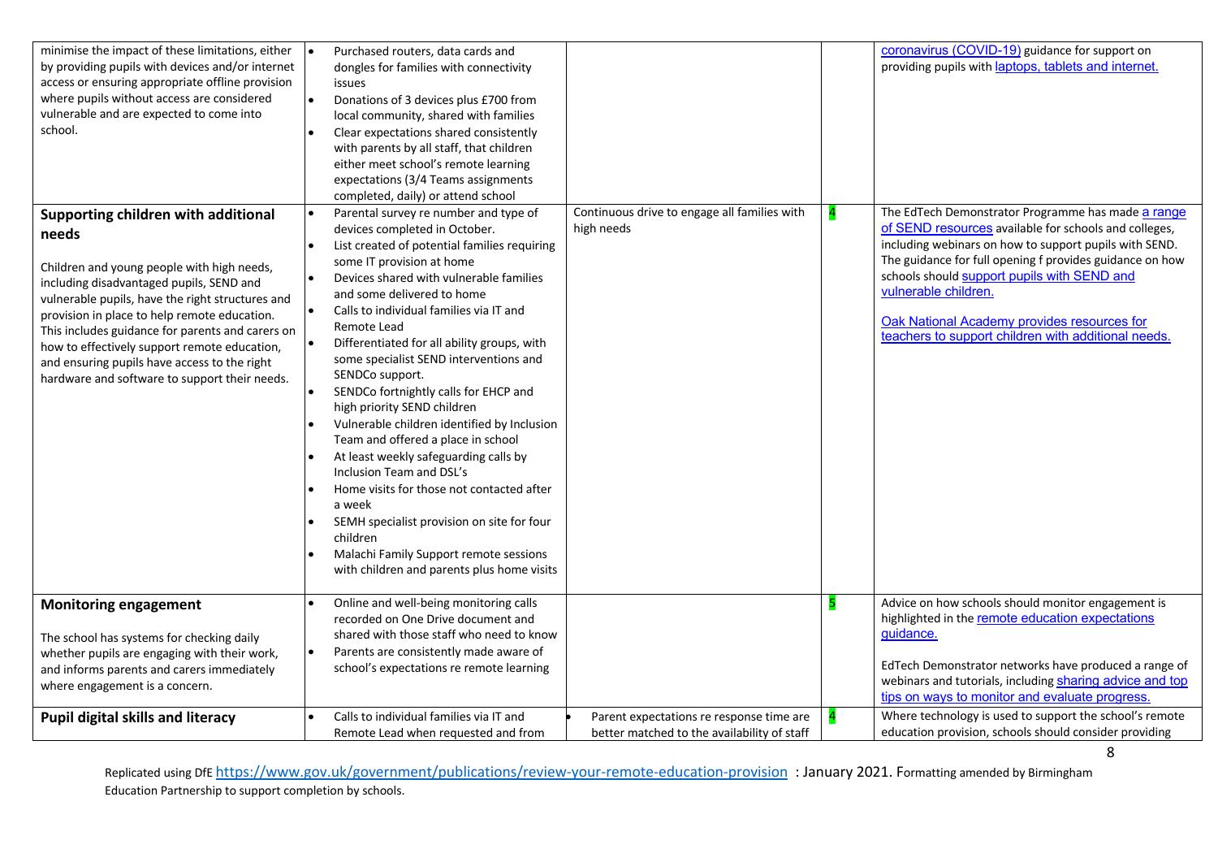| | | | | |
|---|---|---|---|---|
| minimise the impact of these limitations, either by providing pupils with devices and/or internet access or ensuring appropriate offline provision where pupils without access are considered vulnerable and are expected to come into school. | • Purchased routers, data cards and dongles for families with connectivity issues<br>• Donations of 3 devices plus £700 from local community, shared with families<br>• Clear expectations shared consistently with parents by all staff, that children either meet school's remote learning expectations (3/4 Teams assignments completed, daily) or attend school | | | coronavirus (COVID-19) guidance for support on providing pupils with laptops, tablets and internet. |
| **Supporting children with additional needs**<br><br>Children and young people with high needs, including disadvantaged pupils, SEND and vulnerable pupils, have the right structures and provision in place to help remote education. This includes guidance for parents and carers on how to effectively support remote education, and ensuring pupils have access to the right hardware and software to support their needs. | • Parental survey re number and type of devices completed in October.<br>• List created of potential families requiring some IT provision at home<br>• Devices shared with vulnerable families and some delivered to home<br>• Calls to individual families via IT and Remote Lead<br>• Differentiated for all ability groups, with some specialist SEND interventions and SENDCo support.<br>• SENDCo fortnightly calls for EHCP and high priority SEND children<br>• Vulnerable children identified by Inclusion Team and offered a place in school<br>• At least weekly safeguarding calls by Inclusion Team and DSL's<br>• Home visits for those not contacted after a week<br>• SEMH specialist provision on site for four children<br>• Malachi Family Support remote sessions with children and parents plus home visits | Continuous drive to engage all families with high needs | 4 | The EdTech Demonstrator Programme has made a range of SEND resources available for schools and colleges, including webinars on how to support pupils with SEND. The guidance for full opening f provides guidance on how schools should support pupils with SEND and vulnerable children.<br><br>Oak National Academy provides resources for teachers to support children with additional needs. |
| **Monitoring engagement**<br><br>The school has systems for checking daily whether pupils are engaging with their work, and informs parents and carers immediately where engagement is a concern. | • Online and well-being monitoring calls recorded on One Drive document and shared with those staff who need to know<br>• Parents are consistently made aware of school's expectations re remote learning | | 5 | Advice on how schools should monitor engagement is highlighted in the remote education expectations guidance.<br><br>EdTech Demonstrator networks have produced a range of webinars and tutorials, including sharing advice and top tips on ways to monitor and evaluate progress. |
| **Pupil digital skills and literacy** | • Calls to individual families via IT and Remote Lead when requested and from | • Parent expectations re response time are better matched to the availability of staff | 4 | Where technology is used to support the school's remote education provision, schools should consider providing |

Replicated using DfE https://www.gov.uk/government/publications/review-your-remote-education-provision : January 2021. Formatting amended by Birmingham Education Partnership to support completion by schools.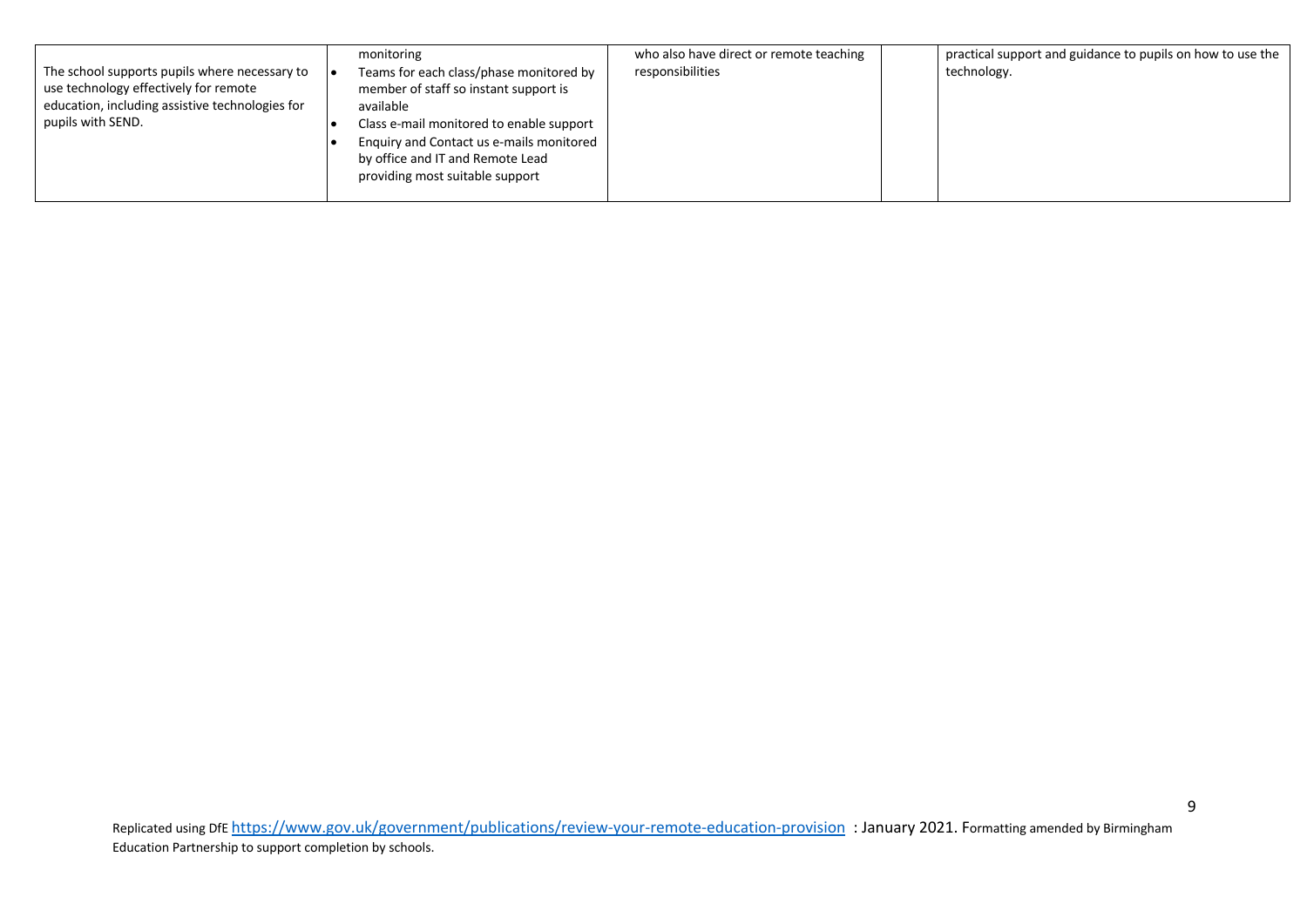| | | | | |
|---|---|---|---|---|
| The school supports pupils where necessary to use technology effectively for remote education, including assistive technologies for pupils with SEND. | monitoring<br>• Teams for each class/phase monitored by member of staff so instant support is available<br>• Class e-mail monitored to enable support<br>• Enquiry and Contact us e-mails monitored by office and IT and Remote Lead providing most suitable support | who also have direct or remote teaching responsibilities | | practical support and guidance to pupils on how to use the technology. |

Replicated using DfE https://www.gov.uk/government/publications/review-your-remote-education-provision : January 2021. Formatting amended by Birmingham Education Partnership to support completion by schools.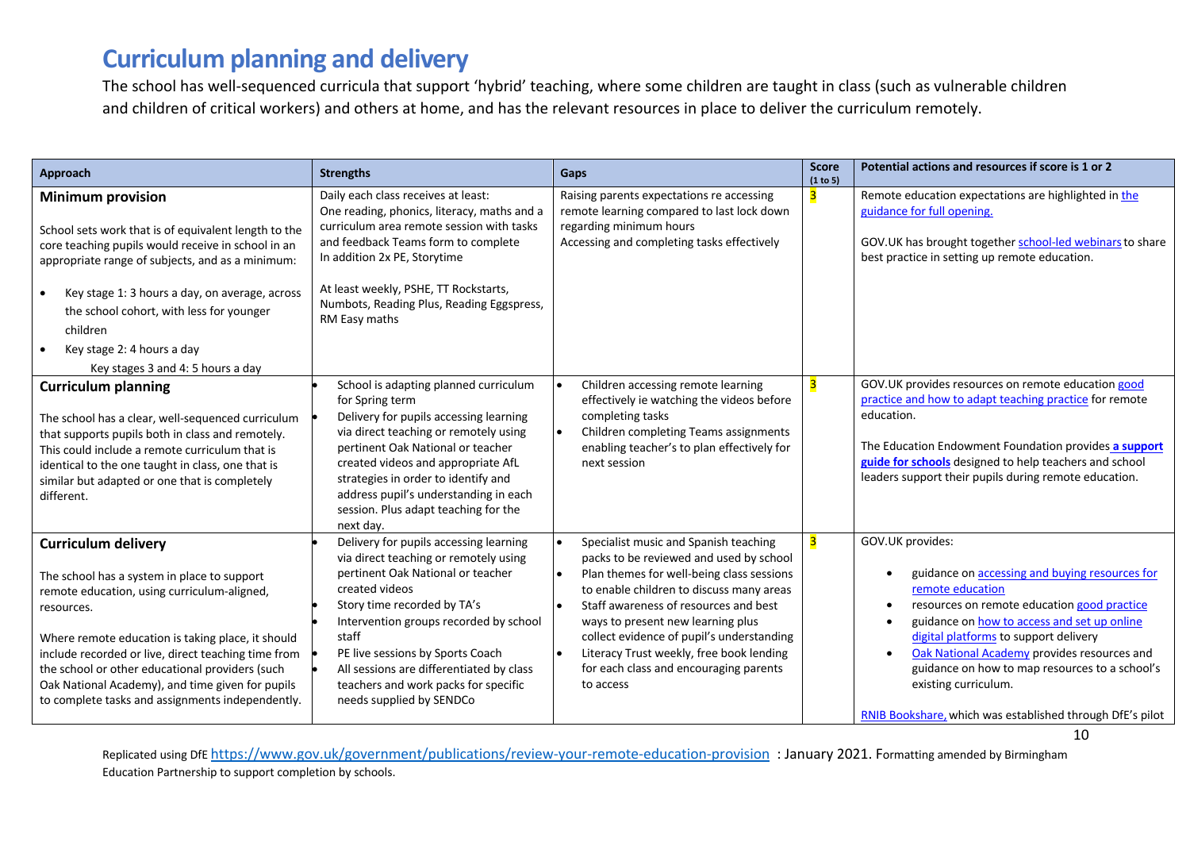# Curriculum planning and delivery

The school has well-sequenced curricula that support 'hybrid' teaching, where some children are taught in class (such as vulnerable children and children of critical workers) and others at home, and has the relevant resources in place to deliver the curriculum remotely.

| Approach | Strengths | Gaps | Score (1 to 5) | Potential actions and resources if score is 1 or 2 |
|---|---|---|---|---|
| **Minimum provision**<br><br>School sets work that is of equivalent length to the core teaching pupils would receive in school in an appropriate range of subjects, and as a minimum:<br><br>• Key stage 1: 3 hours a day, on average, across the school cohort, with less for younger children<br>• Key stage 2: 4 hours a day<br>Key stages 3 and 4: 5 hours a day | Daily each class receives at least:<br>One reading, phonics, literacy, maths and a curriculum area remote session with tasks and feedback Teams form to complete<br>In addition 2x PE, Storytime<br><br>At least weekly, PSHE, TT Rockstarts, Numbots, Reading Plus, Reading Eggspress, RM Easy maths | Raising parents expectations re accessing remote learning compared to last lock down regarding minimum hours<br>Accessing and completing tasks effectively | 3 | Remote education expectations are highlighted in the guidance for full opening.<br><br>GOV.UK has brought together school-led webinars to share best practice in setting up remote education. |
| **Curriculum planning**<br><br>The school has a clear, well-sequenced curriculum that supports pupils both in class and remotely. This could include a remote curriculum that is identical to the one taught in class, one that is similar but adapted or one that is completely different. | • School is adapting planned curriculum for Spring term<br>• Delivery for pupils accessing learning via direct teaching or remotely using pertinent Oak National or teacher created videos and appropriate AfL strategies in order to identify and address pupil's understanding in each session. Plus adapt teaching for the next day. | • Children accessing remote learning effectively ie watching the videos before completing tasks<br>• Children completing Teams assignments enabling teacher's to plan effectively for next session | 3 | GOV.UK provides resources on remote education good practice and how to adapt teaching practice for remote education.<br><br>The Education Endowment Foundation provides **a support guide for schools** designed to help teachers and school leaders support their pupils during remote education. |
| **Curriculum delivery**<br><br>The school has a system in place to support remote education, using curriculum-aligned, resources.<br><br>Where remote education is taking place, it should include recorded or live, direct teaching time from the school or other educational providers (such Oak National Academy), and time given for pupils to complete tasks and assignments independently. | • Delivery for pupils accessing learning via direct teaching or remotely using pertinent Oak National or teacher created videos<br>• Story time recorded by TA's<br>• Intervention groups recorded by school staff<br>• PE live sessions by Sports Coach<br>• All sessions are differentiated by class teachers and work packs for specific needs supplied by SENDCo | • Specialist music and Spanish teaching packs to be reviewed and used by school<br>• Plan themes for well-being class sessions to enable children to discuss many areas<br>• Staff awareness of resources and best ways to present new learning plus collect evidence of pupil's understanding<br>• Literacy Trust weekly, free book lending for each class and encouraging parents to access | 3 | GOV.UK provides:<br><br>• guidance on accessing and buying resources for remote education<br>• resources on remote education good practice<br>• guidance on how to access and set up online digital platforms to support delivery<br>• Oak National Academy provides resources and guidance on how to map resources to a school's existing curriculum.<br><br>RNIB Bookshare, which was established through DfE's pilot |

Replicated using DfE https://www.gov.uk/government/publications/review-your-remote-education-provision : January 2021. Formatting amended by Birmingham Education Partnership to support completion by schools.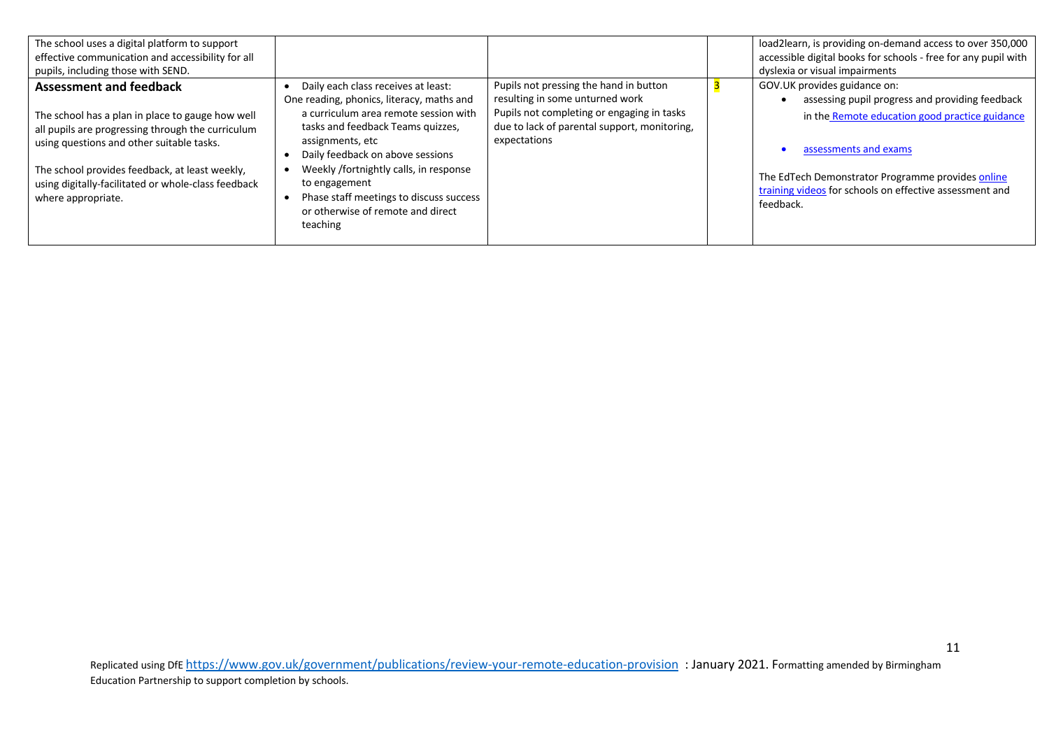| | | | | |
|---|---|---|---|---|
| The school uses a digital platform to support effective communication and accessibility for all pupils, including those with SEND. | | | | load2learn, is providing on-demand access to over 350,000 accessible digital books for schools - free for any pupil with dyslexia or visual impairments |
| **Assessment and feedback**<br><br>The school has a plan in place to gauge how well all pupils are progressing through the curriculum using questions and other suitable tasks.<br><br>The school provides feedback, at least weekly, using digitally-facilitated or whole-class feedback where appropriate. | • Daily each class receives at least: One reading, phonics, literacy, maths and a curriculum area remote session with tasks and feedback Teams quizzes, assignments, etc<br>• Daily feedback on above sessions<br>• Weekly /fortnightly calls, in response to engagement<br>• Phase staff meetings to discuss success or otherwise of remote and direct teaching | Pupils not pressing the hand in button resulting in some unturned work<br>Pupils not completing or engaging in tasks due to lack of parental support, monitoring, expectations | 3 | GOV.UK provides guidance on:<br>• assessing pupil progress and providing feedback in the Remote education good practice guidance<br>• assessments and exams<br><br>The EdTech Demonstrator Programme provides online training videos for schools on effective assessment and feedback. |

Replicated using DfE https://www.gov.uk/government/publications/review-your-remote-education-provision : January 2021. Formatting amended by Birmingham Education Partnership to support completion by schools.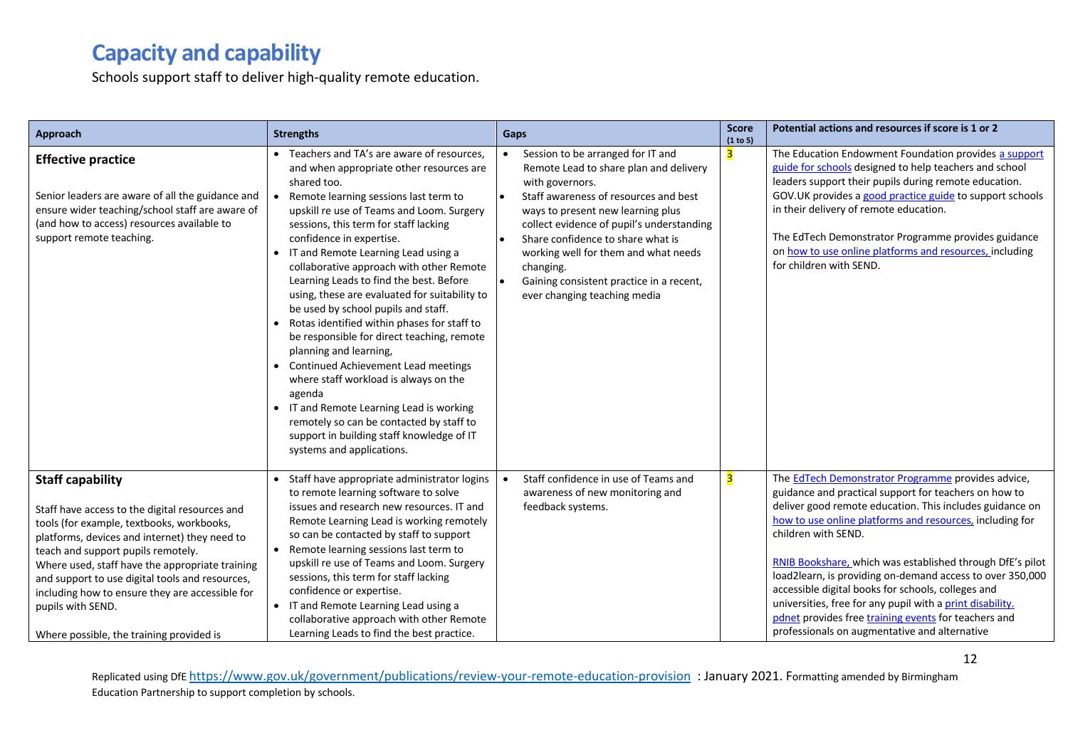# Capacity and capability

Schools support staff to deliver high-quality remote education.

| Approach | Strengths | Gaps | Score (1 to 5) | Potential actions and resources if score is 1 or 2 |
|---|---|---|---|---|
| **Effective practice**<br><br>Senior leaders are aware of all the guidance and ensure wider teaching/school staff are aware of (and how to access) resources available to support remote teaching. | • Teachers and TA's are aware of resources, and when appropriate other resources are shared too.<br>• Remote learning sessions last term to upskill re use of Teams and Loom. Surgery sessions, this term for staff lacking confidence in expertise.<br>• IT and Remote Learning Lead using a collaborative approach with other Remote Learning Leads to find the best. Before using, these are evaluated for suitability to be used by school pupils and staff.<br>• Rotas identified within phases for staff to be responsible for direct teaching, remote planning and learning,<br>• Continued Achievement Lead meetings where staff workload is always on the agenda<br>• IT and Remote Learning Lead is working remotely so can be contacted by staff to support in building staff knowledge of IT systems and applications. | • Session to be arranged for IT and Remote Lead to share plan and delivery with governors.<br>• Staff awareness of resources and best ways to present new learning plus collect evidence of pupil's understanding<br>• Share confidence to share what is working well for them and what needs changing.<br>• Gaining consistent practice in a recent, ever changing teaching media | 3 | The Education Endowment Foundation provides a support guide for schools designed to help teachers and school leaders support their pupils during remote education. GOV.UK provides a good practice guide to support schools in their delivery of remote education.<br><br>The EdTech Demonstrator Programme provides guidance on how to use online platforms and resources, including for children with SEND. |
| **Staff capability**<br><br>Staff have access to the digital resources and tools (for example, textbooks, workbooks, platforms, devices and internet) they need to teach and support pupils remotely.<br>Where used, staff have the appropriate training and support to use digital tools and resources, including how to ensure they are accessible for pupils with SEND.<br><br>Where possible, the training provided is | • Staff have appropriate administrator logins to remote learning software to solve issues and research new resources. IT and Remote Learning Lead is working remotely so can be contacted by staff to support<br>• Remote learning sessions last term to upskill re use of Teams and Loom. Surgery sessions, this term for staff lacking confidence or expertise.<br>• IT and Remote Learning Lead using a collaborative approach with other Remote Learning Leads to find the best practice. | • Staff confidence in use of Teams and awareness of new monitoring and feedback systems. | 3 | The EdTech Demonstrator Programme provides advice, guidance and practical support for teachers on how to deliver good remote education. This includes guidance on how to use online platforms and resources, including for children with SEND.<br><br>RNIB Bookshare, which was established through DfE's pilot load2learn, is providing on-demand access to over 350,000 accessible digital books for schools, colleges and universities, free for any pupil with a print disability. pdnet provides free training events for teachers and professionals on augmentative and alternative |

Replicated using DfE https://www.gov.uk/government/publications/review-your-remote-education-provision : January 2021. Formatting amended by Birmingham Education Partnership to support completion by schools.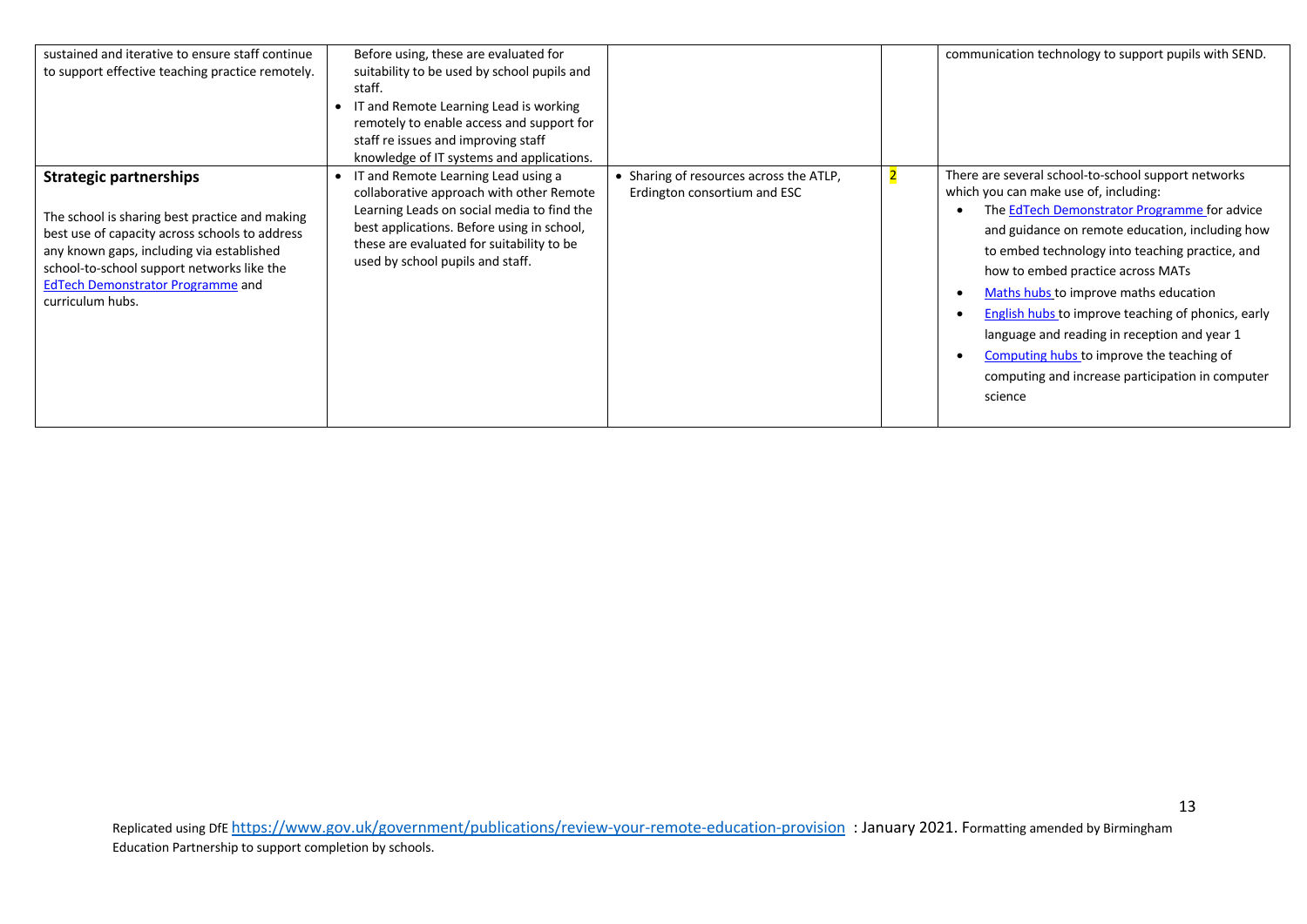| | | | | |
|---|---|---|---|---|
| sustained and iterative to ensure staff continue to support effective teaching practice remotely. | Before using, these are evaluated for suitability to be used by school pupils and staff.<br>• IT and Remote Learning Lead is working remotely to enable access and support for staff re issues and improving staff knowledge of IT systems and applications. | | | communication technology to support pupils with SEND. |
| **Strategic partnerships**<br><br>The school is sharing best practice and making best use of capacity across schools to address any known gaps, including via established school-to-school support networks like the EdTech Demonstrator Programme and curriculum hubs. | • IT and Remote Learning Lead using a collaborative approach with other Remote Learning Leads on social media to find the best applications. Before using in school, these are evaluated for suitability to be used by school pupils and staff. | • Sharing of resources across the ATLP, Erdington consortium and ESC | 2 | There are several school-to-school support networks which you can make use of, including:<br>• The EdTech Demonstrator Programme for advice and guidance on remote education, including how to embed technology into teaching practice, and how to embed practice across MATs<br>• Maths hubs to improve maths education<br>• English hubs to improve teaching of phonics, early language and reading in reception and year 1<br>• Computing hubs to improve the teaching of computing and increase participation in computer science |

Replicated using DfE https://www.gov.uk/government/publications/review-your-remote-education-provision : January 2021. Formatting amended by Birmingham Education Partnership to support completion by schools.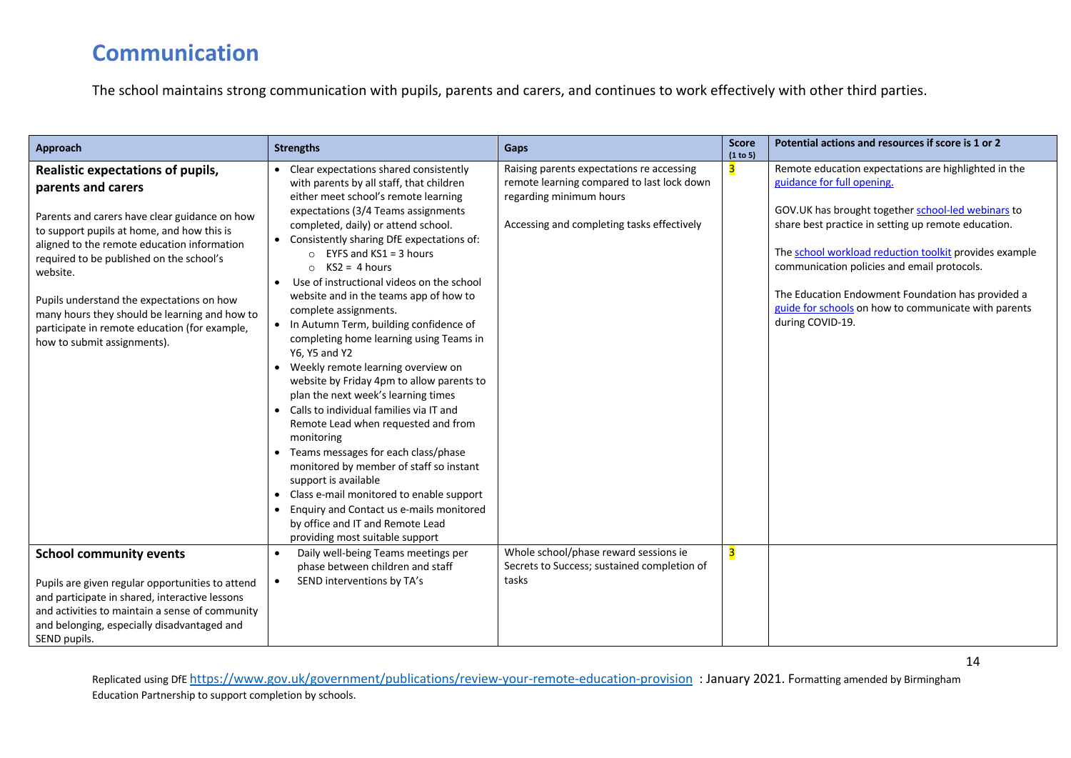# Communication

The school maintains strong communication with pupils, parents and carers, and continues to work effectively with other third parties.

| Approach | Strengths | Gaps | Score (1 to 5) | Potential actions and resources if score is 1 or 2 |
|---|---|---|---|---|
| **Realistic expectations of pupils, parents and carers**<br><br>Parents and carers have clear guidance on how to support pupils at home, and how this is aligned to the remote education information required to be published on the school's website.<br><br>Pupils understand the expectations on how many hours they should be learning and how to participate in remote education (for example, how to submit assignments). | • Clear expectations shared consistently with parents by all staff, that children either meet school's remote learning expectations (3/4 Teams assignments completed, daily) or attend school.<br>• Consistently sharing DfE expectations of:<br>  ○ EYFS and KS1 = 3 hours<br>  ○ KS2 = 4 hours<br>• Use of instructional videos on the school website and in the teams app of how to complete assignments.<br>• In Autumn Term, building confidence of completing home learning using Teams in Y6, Y5 and Y2<br>• Weekly remote learning overview on website by Friday 4pm to allow parents to plan the next week's learning times<br>• Calls to individual families via IT and Remote Lead when requested and from monitoring<br>• Teams messages for each class/phase monitored by member of staff so instant support is available<br>• Class e-mail monitored to enable support<br>• Enquiry and Contact us e-mails monitored by office and IT and Remote Lead providing most suitable support | Raising parents expectations re accessing remote learning compared to last lock down regarding minimum hours<br><br>Accessing and completing tasks effectively | 3 | Remote education expectations are highlighted in the guidance for full opening.<br><br>GOV.UK has brought together school-led webinars to share best practice in setting up remote education.<br><br>The school workload reduction toolkit provides example communication policies and email protocols.<br><br>The Education Endowment Foundation has provided a guide for schools on how to communicate with parents during COVID-19. |
| **School community events**<br><br>Pupils are given regular opportunities to attend and participate in shared, interactive lessons and activities to maintain a sense of community and belonging, especially disadvantaged and SEND pupils. | • Daily well-being Teams meetings per phase between children and staff<br>• SEND interventions by TA's | Whole school/phase reward sessions ie Secrets to Success; sustained completion of tasks | 3 | |

Replicated using DfE https://www.gov.uk/government/publications/review-your-remote-education-provision : January 2021. Formatting amended by Birmingham Education Partnership to support completion by schools.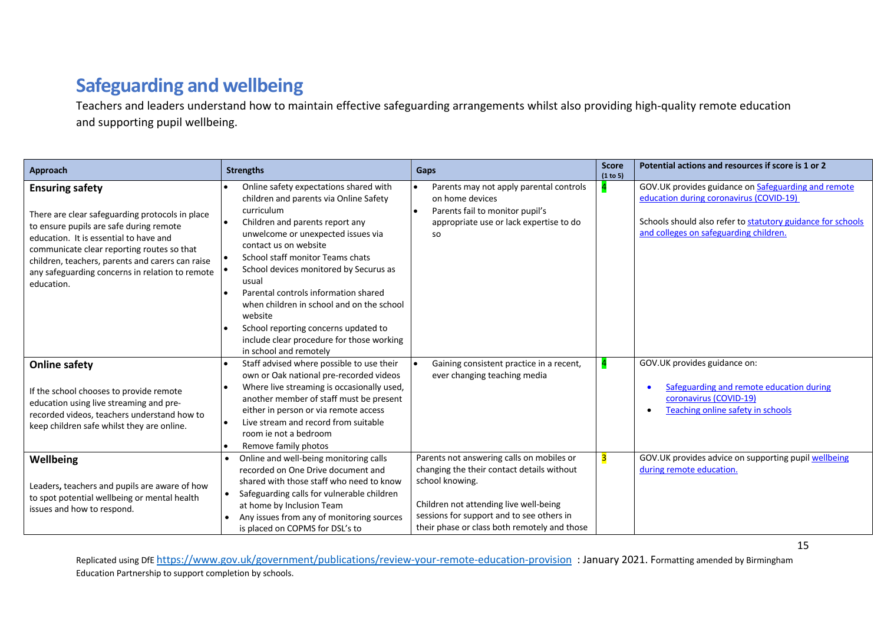## Safeguarding and wellbeing

Teachers and leaders understand how to maintain effective safeguarding arrangements whilst also providing high-quality remote education and supporting pupil wellbeing.

| Approach | Strengths | Gaps | Score (1 to 5) | Potential actions and resources if score is 1 or 2 |
|---|---|---|---|---|
| **Ensuring safety**<br><br>There are clear safeguarding protocols in place to ensure pupils are safe during remote education. It is essential to have and communicate clear reporting routes so that children, teachers, parents and carers can raise any safeguarding concerns in relation to remote education. | • Online safety expectations shared with children and parents via Online Safety curriculum<br>• Children and parents report any unwelcome or unexpected issues via contact us on website<br>• School staff monitor Teams chats<br>• School devices monitored by Securus as usual<br>• Parental controls information shared when children in school and on the school website<br>• School reporting concerns updated to include clear procedure for those working in school and remotely | • Parents may not apply parental controls on home devices<br>• Parents fail to monitor pupil's appropriate use or lack expertise to do so | 4 | GOV.UK provides guidance on Safeguarding and remote education during coronavirus (COVID-19)<br><br>Schools should also refer to statutory guidance for schools and colleges on safeguarding children. |
| **Online safety**<br><br>If the school chooses to provide remote education using live streaming and pre-recorded videos, teachers understand how to keep children safe whilst they are online. | • Staff advised where possible to use their own or Oak national pre-recorded videos<br>• Where live streaming is occasionally used, another member of staff must be present either in person or via remote access<br>• Live stream and record from suitable room ie not a bedroom<br>• Remove family photos | • Gaining consistent practice in a recent, ever changing teaching media | 4 | GOV.UK provides guidance on:<br><br>• Safeguarding and remote education during coronavirus (COVID-19)<br>• Teaching online safety in schools |
| **Wellbeing**<br><br>Leaders, teachers and pupils are aware of how to spot potential wellbeing or mental health issues and how to respond. | • Online and well-being monitoring calls recorded on One Drive document and shared with those staff who need to know<br>• Safeguarding calls for vulnerable children at home by Inclusion Team<br>• Any issues from any of monitoring sources is placed on COPMS for DSL's to | Parents not answering calls on mobiles or changing the their contact details without school knowing.<br><br>Children not attending live well-being sessions for support and to see others in their phase or class both remotely and those | 3 | GOV.UK provides advice on supporting pupil wellbeing during remote education. |

Replicated using DfE https://www.gov.uk/government/publications/review-your-remote-education-provision : January 2021. Formatting amended by Birmingham Education Partnership to support completion by schools.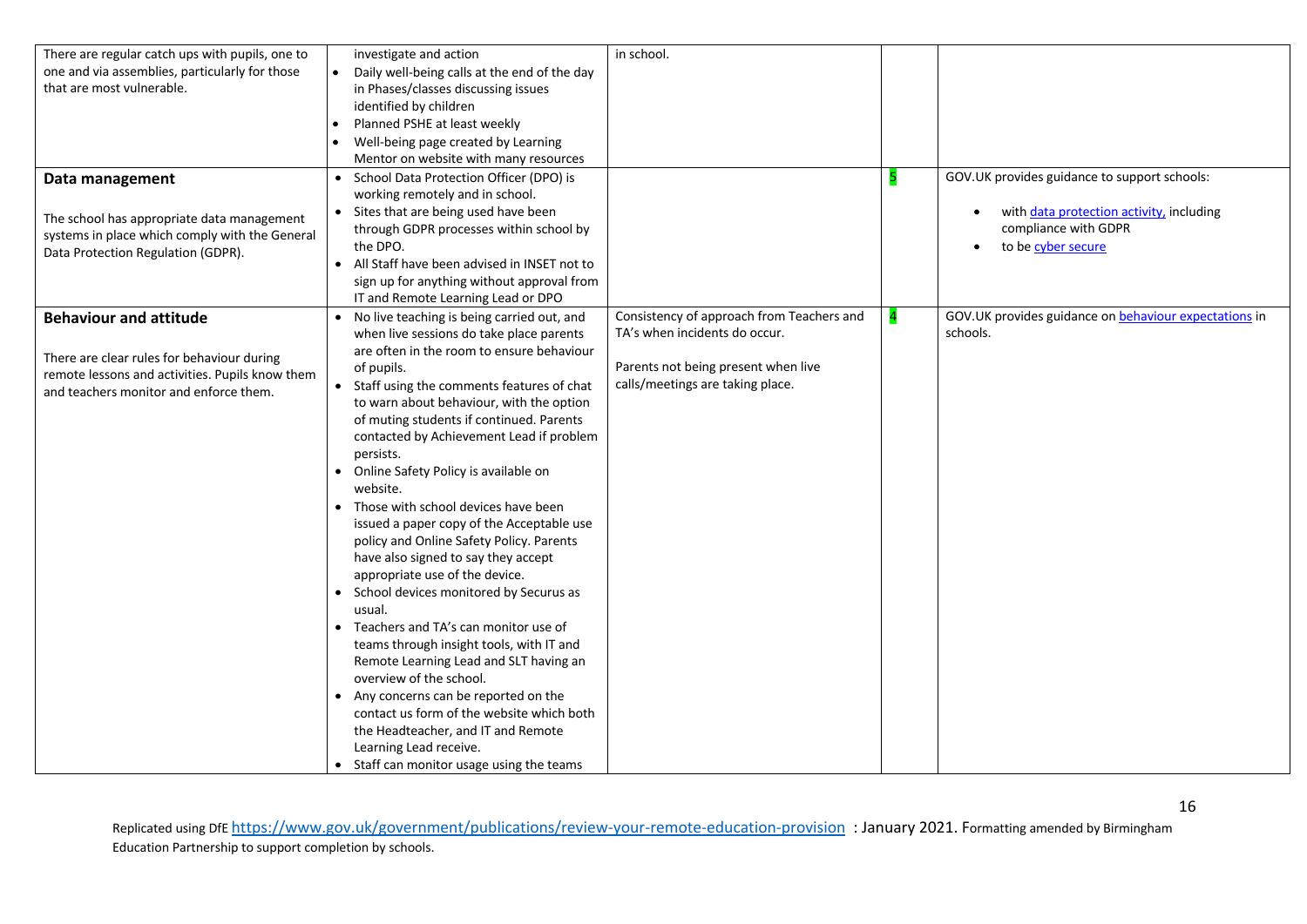| | | | | |
|---|---|---|---|---|
| There are regular catch ups with pupils, one to one and via assemblies, particularly for those that are most vulnerable. | investigate and action<br>• Daily well-being calls at the end of the day in Phases/classes discussing issues identified by children<br>• Planned PSHE at least weekly<br>• Well-being page created by Learning Mentor on website with many resources | in school. | | |
| **Data management**<br><br>The school has appropriate data management systems in place which comply with the General Data Protection Regulation (GDPR). | • School Data Protection Officer (DPO) is working remotely and in school.<br>• Sites that are being used have been through GDPR processes within school by the DPO.<br>• All Staff have been advised in INSET not to sign up for anything without approval from IT and Remote Learning Lead or DPO | | 5 | GOV.UK provides guidance to support schools:<br>• with data protection activity, including compliance with GDPR<br>• to be cyber secure |
| **Behaviour and attitude**<br><br>There are clear rules for behaviour during remote lessons and activities. Pupils know them and teachers monitor and enforce them. | • No live teaching is being carried out, and when live sessions do take place parents are often in the room to ensure behaviour of pupils.<br>• Staff using the comments features of chat to warn about behaviour, with the option of muting students if continued. Parents contacted by Achievement Lead if problem persists.<br>• Online Safety Policy is available on website.<br>• Those with school devices have been issued a paper copy of the Acceptable use policy and Online Safety Policy. Parents have also signed to say they accept appropriate use of the device.<br>• School devices monitored by Securus as usual.<br>• Teachers and TA's can monitor use of teams through insight tools, with IT and Remote Learning Lead and SLT having an overview of the school.<br>• Any concerns can be reported on the contact us form of the website which both the Headteacher, and IT and Remote Learning Lead receive.<br>• Staff can monitor usage using the teams | Consistency of approach from Teachers and TA's when incidents do occur.<br><br>Parents not being present when live calls/meetings are taking place. | 4 | GOV.UK provides guidance on behaviour expectations in schools. |

Replicated using DfE https://www.gov.uk/government/publications/review-your-remote-education-provision : January 2021. Formatting amended by Birmingham Education Partnership to support completion by schools.